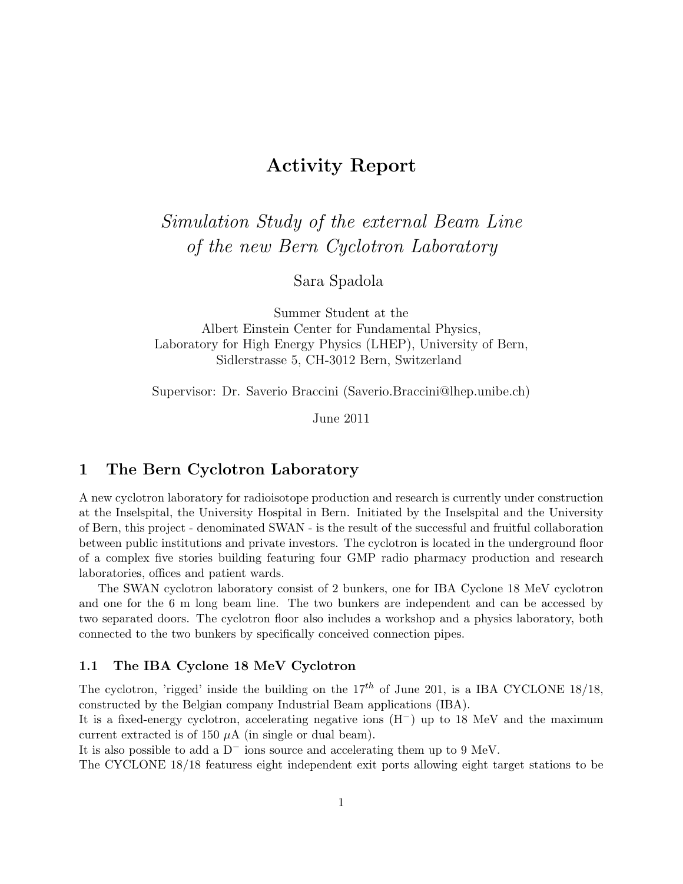# Activity Report

*Simulation Study of the external Beam Line of the new Bern Cyclotron Laboratory*

Sara Spadola

Summer Student at the
Albert Einstein Center for Fundamental Physics,
Laboratory for High Energy Physics (LHEP), University of Bern,
Sidlerstrasse 5, CH-3012 Bern, Switzerland

Supervisor: Dr. Saverio Braccini (Saverio.Braccini@lhep.unibe.ch)

June 2011

## 1 The Bern Cyclotron Laboratory

A new cyclotron laboratory for radioisotope production and research is currently under construction at the Inselspital, the University Hospital in Bern. Initiated by the Inselspital and the University of Bern, this project - denominated SWAN - is the result of the successful and fruitful collaboration between public institutions and private investors. The cyclotron is located in the underground floor of a complex five stories building featuring four GMP radio pharmacy production and research laboratories, offices and patient wards.

The SWAN cyclotron laboratory consist of 2 bunkers, one for IBA Cyclone 18 MeV cyclotron and one for the 6 m long beam line. The two bunkers are independent and can be accessed by two separated doors. The cyclotron floor also includes a workshop and a physics laboratory, both connected to the two bunkers by specifically conceived connection pipes.

### 1.1 The IBA Cyclone 18 MeV Cyclotron

The cyclotron, 'rigged' inside the building on the $17^{th}$ of June 201, is a IBA CYCLONE 18/18, constructed by the Belgian company Industrial Beam applications (IBA).
It is a fixed-energy cyclotron, accelerating negative ions ($H^-$) up to 18 MeV and the maximum current extracted is of 150 $\mu$A (in single or dual beam).
It is also possible to add a $D^-$ ions source and accelerating them up to 9 MeV.
The CYCLONE 18/18 featuress eight independent exit ports allowing eight target stations to be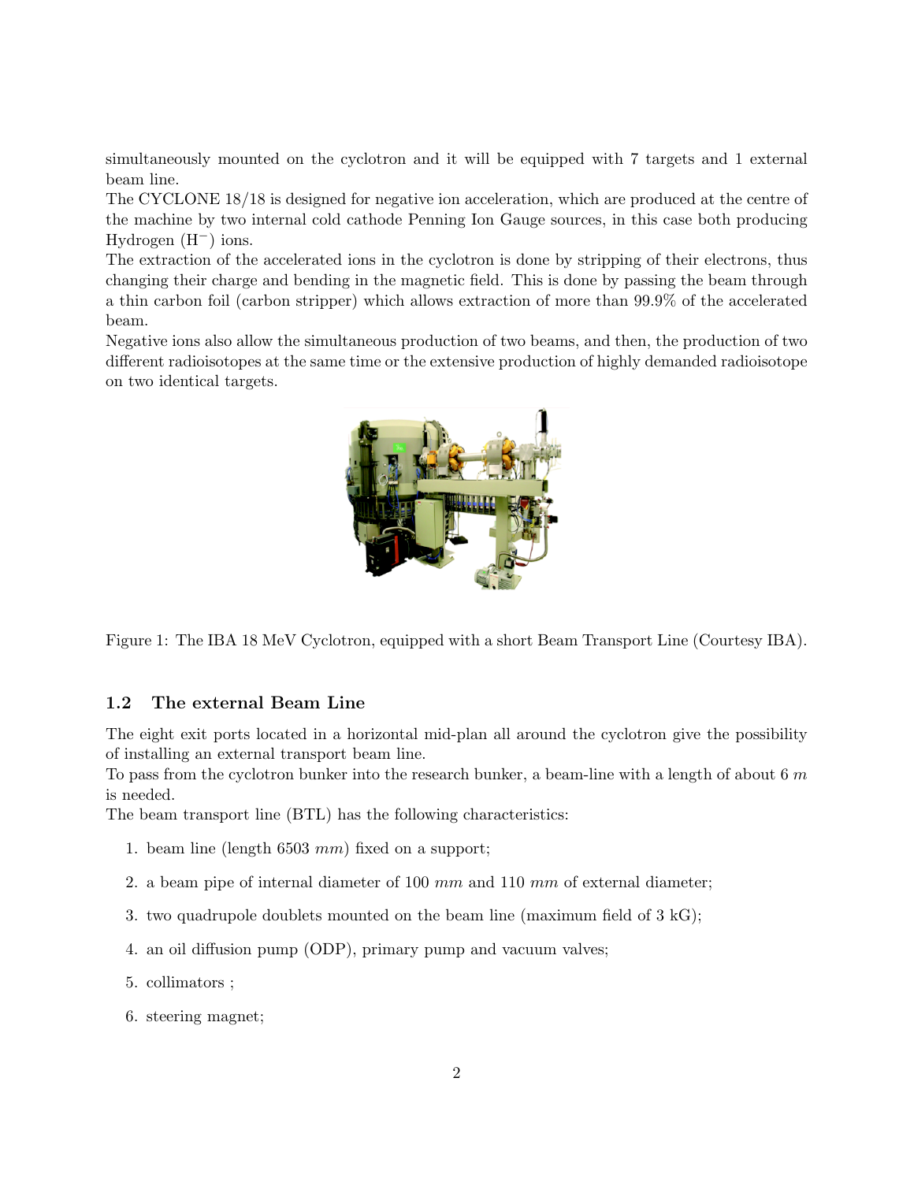simultaneously mounted on the cyclotron and it will be equipped with 7 targets and 1 external beam line.

The CYCLONE 18/18 is designed for negative ion acceleration, which are produced at the centre of the machine by two internal cold cathode Penning Ion Gauge sources, in this case both producing Hydrogen ($H^-$) ions.

The extraction of the accelerated ions in the cyclotron is done by stripping of their electrons, thus changing their charge and bending in the magnetic field. This is done by passing the beam through a thin carbon foil (carbon stripper) which allows extraction of more than 99.9% of the accelerated beam.

Negative ions also allow the simultaneous production of two beams, and then, the production of two different radioisotopes at the same time or the extensive production of highly demanded radioisotope on two identical targets.

Figure 1: The IBA 18 MeV Cyclotron, equipped with a short Beam Transport Line (Courtesy IBA).

### 1.2 The external Beam Line

The eight exit ports located in a horizontal mid-plan all around the cyclotron give the possibility of installing an external transport beam line.

To pass from the cyclotron bunker into the research bunker, a beam-line with a length of about 6 $m$ is needed.

The beam transport line (BTL) has the following characteristics:

1. beam line (length 6503 $mm$) fixed on a support;
2. a beam pipe of internal diameter of 100 $mm$ and 110 $mm$ of external diameter;
3. two quadrupole doublets mounted on the beam line (maximum field of 3 kG);
4. an oil diffusion pump (ODP), primary pump and vacuum valves;
5. collimators ;
6. steering magnet;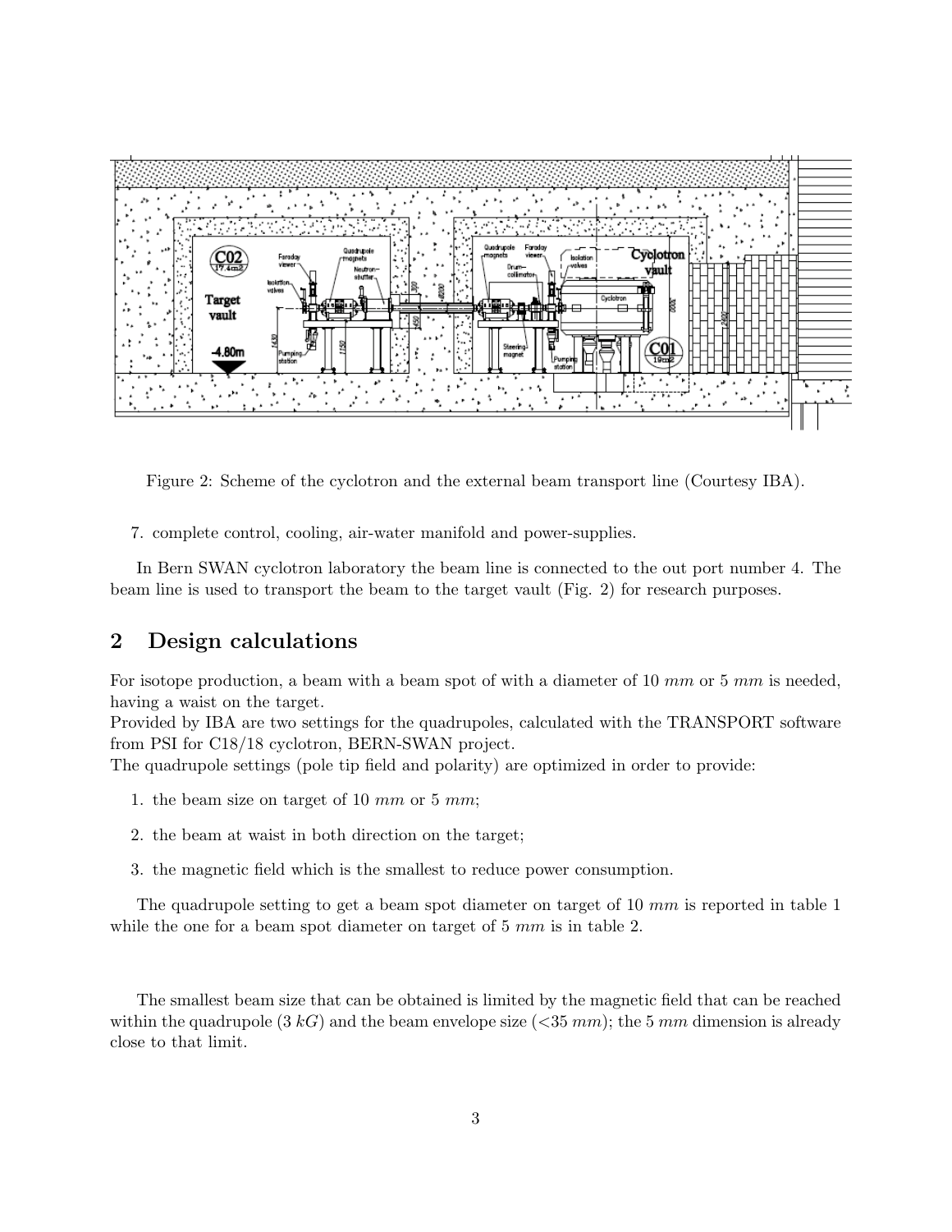Figure 2: Scheme of the cyclotron and the external beam transport line (Courtesy IBA).

7. complete control, cooling, air-water manifold and power-supplies.

In Bern SWAN cyclotron laboratory the beam line is connected to the out port number 4. The beam line is used to transport the beam to the target vault (Fig. 2) for research purposes.

## 2 Design calculations

For isotope production, a beam with a beam spot of with a diameter of 10 *mm* or 5 *mm* is needed, having a waist on the target.
Provided by IBA are two settings for the quadrupoles, calculated with the TRANSPORT software from PSI for C18/18 cyclotron, BERN-SWAN project.
The quadrupole settings (pole tip field and polarity) are optimized in order to provide:

1. the beam size on target of 10 *mm* or 5 *mm*;
2. the beam at waist in both direction on the target;
3. the magnetic field which is the smallest to reduce power consumption.

The quadrupole setting to get a beam spot diameter on target of 10 *mm* is reported in table 1 while the one for a beam spot diameter on target of 5 *mm* is in table 2.

The smallest beam size that can be obtained is limited by the magnetic field that can be reached within the quadrupole (3 *kG*) and the beam envelope size (<35 *mm*); the 5 *mm* dimension is already close to that limit.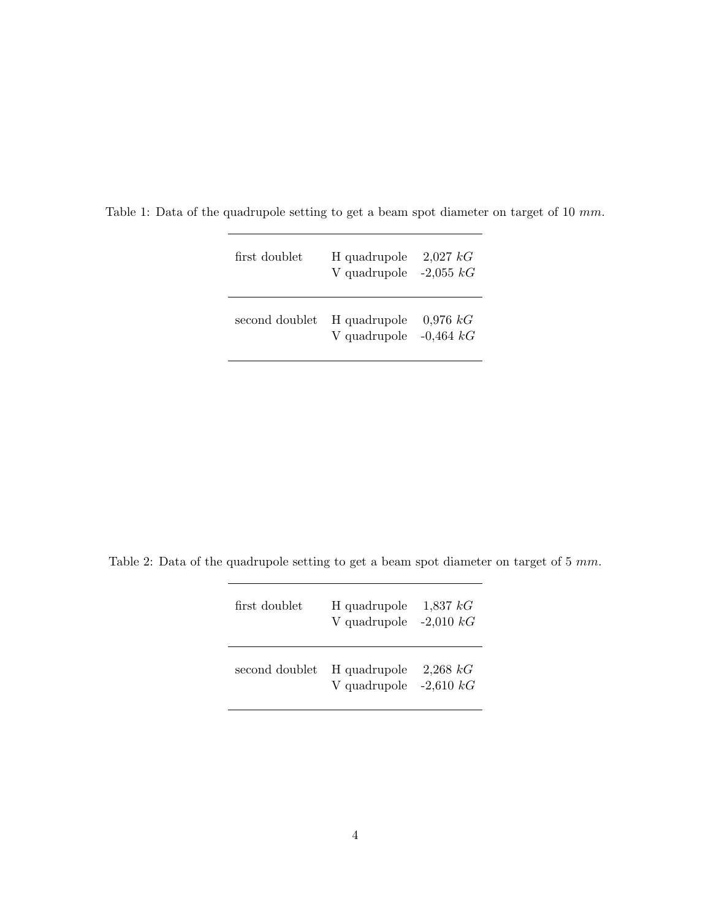Table 1: Data of the quadrupole setting to get a beam spot diameter on target of 10 $mm$.

| | | |
|---|---|---|
| first doublet | H quadrupole | 2,027 $kG$ |
| | V quadrupole | -2,055 $kG$ |
| second doublet | H quadrupole | 0,976 $kG$ |
| | V quadrupole | -0,464 $kG$ |

Table 2: Data of the quadrupole setting to get a beam spot diameter on target of 5 $mm$.

| | | |
|---|---|---|
| first doublet | H quadrupole | 1,837 $kG$ |
| | V quadrupole | -2,010 $kG$ |
| second doublet | H quadrupole | 2,268 $kG$ |
| | V quadrupole | -2,610 $kG$ |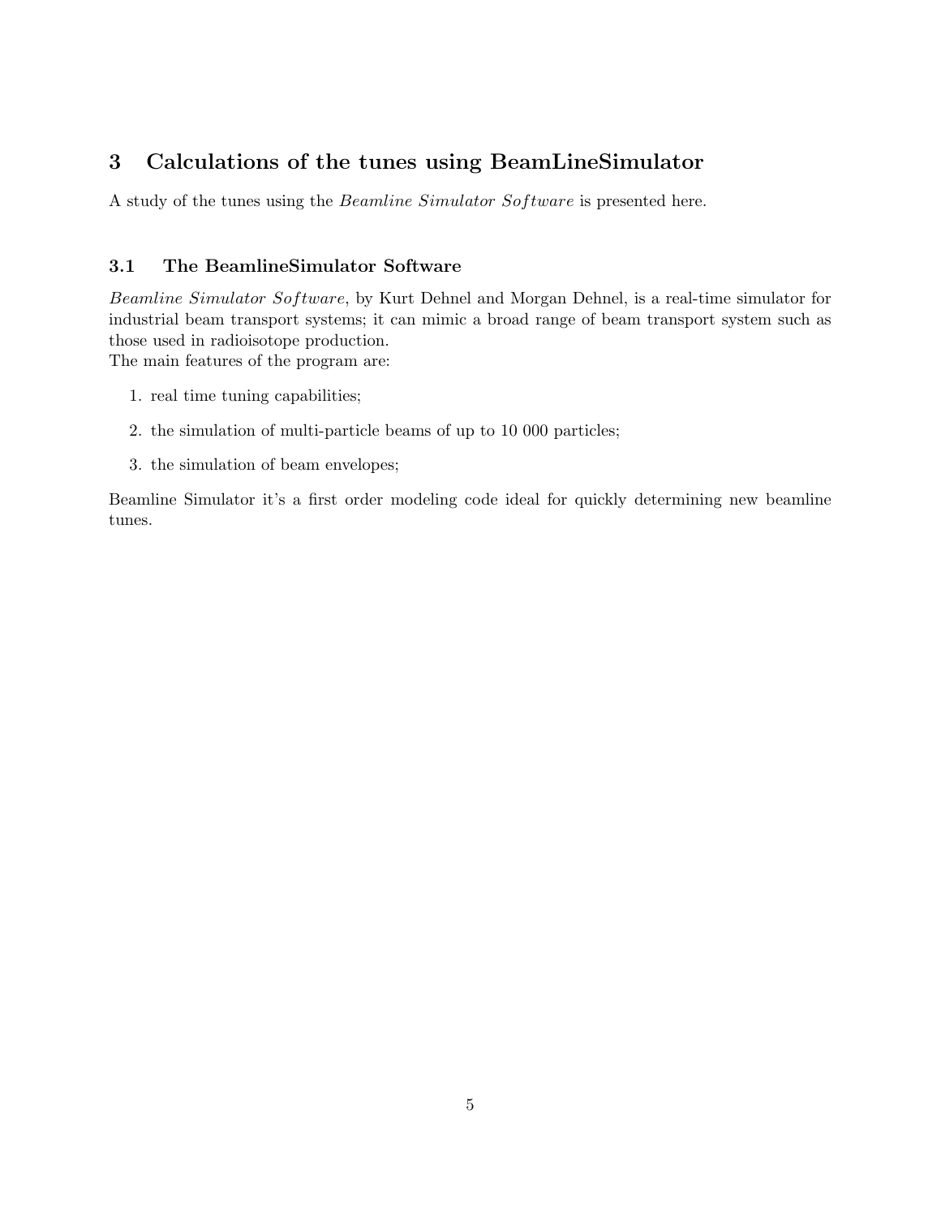## 3 Calculations of the tunes using BeamLineSimulator

A study of the tunes using the *Beamline Simulator Software* is presented here.

### 3.1 The BeamlineSimulator Software

*Beamline Simulator Software*, by Kurt Dehnel and Morgan Dehnel, is a real-time simulator for industrial beam transport systems; it can mimic a broad range of beam transport system such as those used in radioisotope production.
The main features of the program are:

1. real time tuning capabilities;
2. the simulation of multi-particle beams of up to 10 000 particles;
3. the simulation of beam envelopes;

Beamline Simulator it's a first order modeling code ideal for quickly determining new beamline tunes.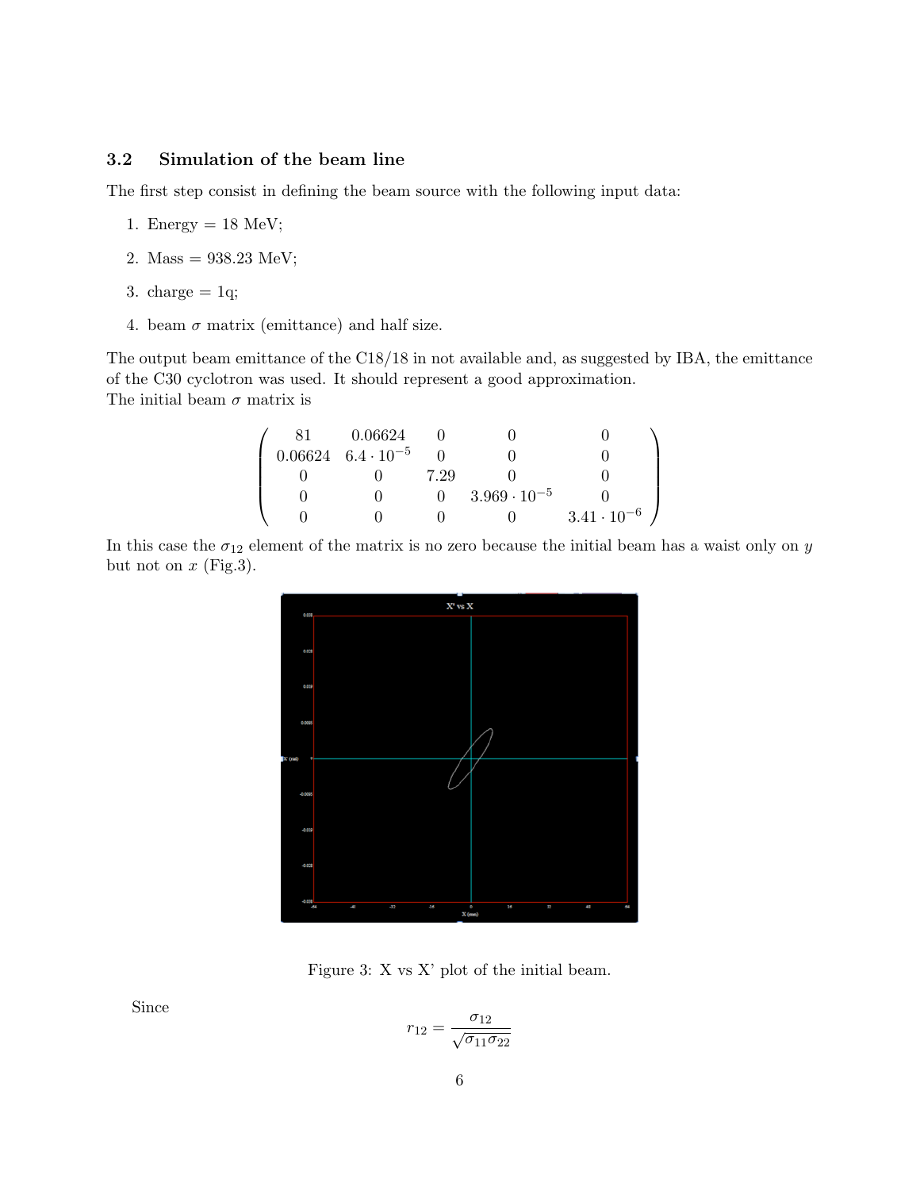### 3.2 Simulation of the beam line

The first step consist in defining the beam source with the following input data:

1. Energy = 18 MeV;
2. Mass = 938.23 MeV;
3. charge = 1q;
4. beam $\sigma$ matrix (emittance) and half size.

The output beam emittance of the C18/18 in not available and, as suggested by IBA, the emittance of the C30 cyclotron was used. It should represent a good approximation.
The initial beam $\sigma$ matrix is

$$\begin{pmatrix} 81 & 0.06624 & 0 & 0 & 0 \\ 0.06624 & 6.4 \cdot 10^{-5} & 0 & 0 & 0 \\ 0 & 0 & 7.29 & 0 & 0 \\ 0 & 0 & 0 & 3.969 \cdot 10^{-5} & 0 \\ 0 & 0 & 0 & 0 & 3.41 \cdot 10^{-6} \end{pmatrix}$$

In this case the $\sigma_{12}$ element of the matrix is no zero because the initial beam has a waist only on $y$ but not on $x$ (Fig.3).

Figure 3: X vs X' plot of the initial beam.

Since

$$r_{12} = \frac{\sigma_{12}}{\sqrt{\sigma_{11}\sigma_{22}}}$$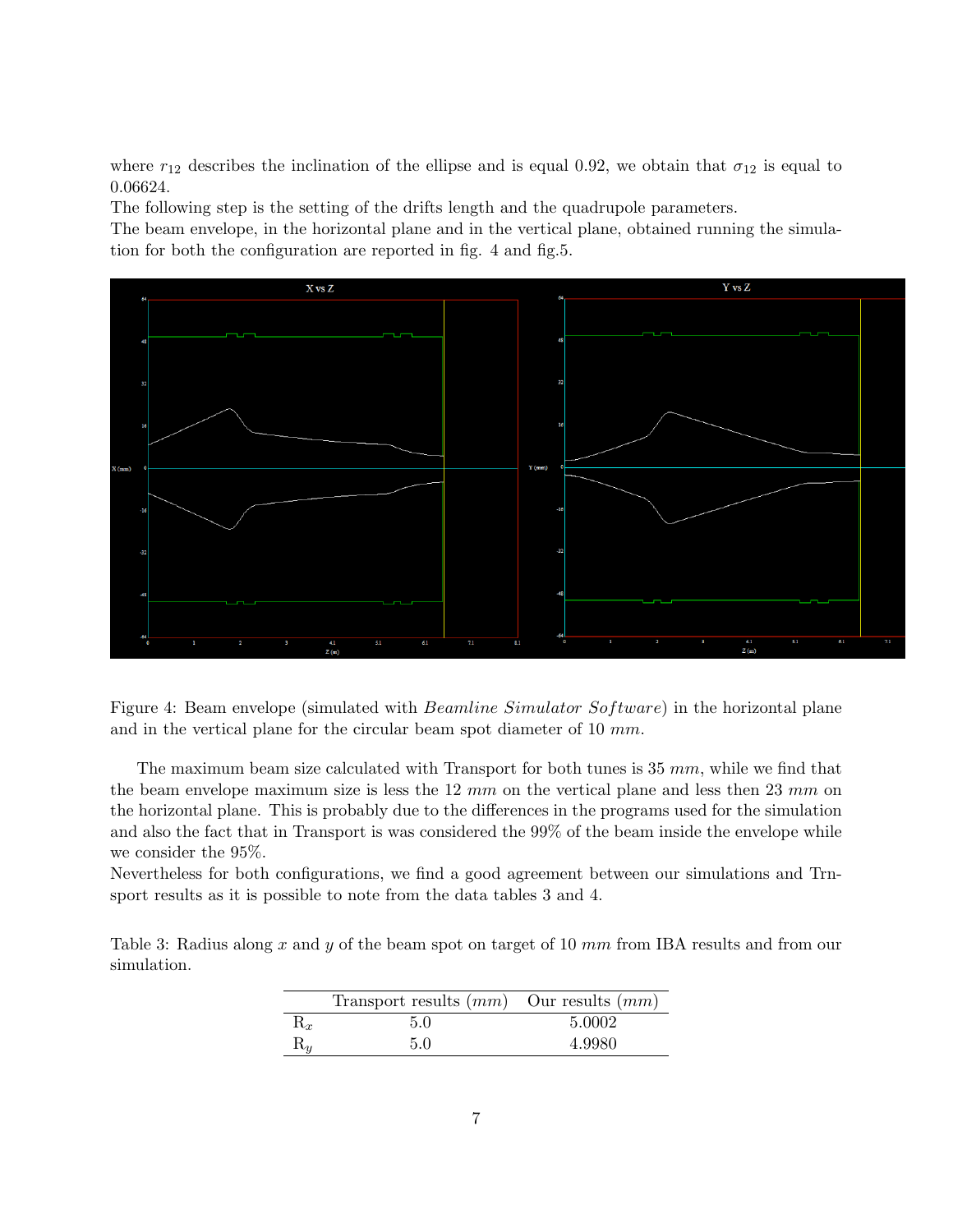where $r_{12}$ describes the inclination of the ellipse and is equal 0.92, we obtain that $\sigma_{12}$ is equal to 0.06624.

The following step is the setting of the drifts length and the quadrupole parameters.

The beam envelope, in the horizontal plane and in the vertical plane, obtained running the simulation for both the configuration are reported in fig. 4 and fig.5.

Figure 4: Beam envelope (simulated with *Beamline Simulator Software*) in the horizontal plane and in the vertical plane for the circular beam spot diameter of 10 *mm*.

The maximum beam size calculated with Transport for both tunes is 35 *mm*, while we find that the beam envelope maximum size is less the 12 *mm* on the vertical plane and less then 23 *mm* on the horizontal plane. This is probably due to the differences in the programs used for the simulation and also the fact that in Transport is was considered the 99% of the beam inside the envelope while we consider the 95%.

Nevertheless for both configurations, we find a good agreement between our simulations and Trnsport results as it is possible to note from the data tables 3 and 4.

Table 3: Radius along $x$ and $y$ of the beam spot on target of 10 *mm* from IBA results and from our simulation.

| | Transport results ($mm$) | Our results ($mm$) |
|---|---|---|
| $R_x$ | 5.0 | 5.0002 |
| $R_y$ | 5.0 | 4.9980 |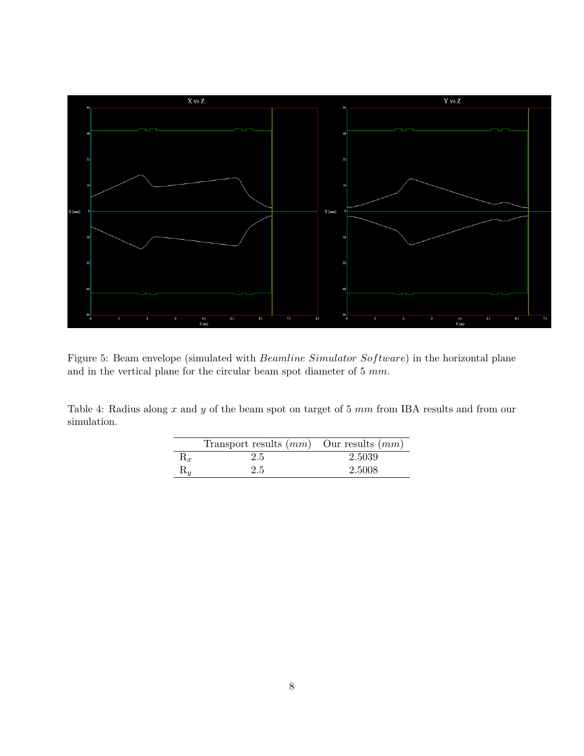Figure 5: Beam envelope (simulated with *Beamline Simulator Software*) in the horizontal plane and in the vertical plane for the circular beam spot diameter of 5 $mm$.

Table 4: Radius along $x$ and $y$ of the beam spot on target of 5 $mm$ from IBA results and from our simulation.

| | Transport results ($mm$) | Our results ($mm$) |
|---|---|---|
| $R_x$ | 2.5 | 2.5039 |
| $R_y$ | 2.5 | 2.5008 |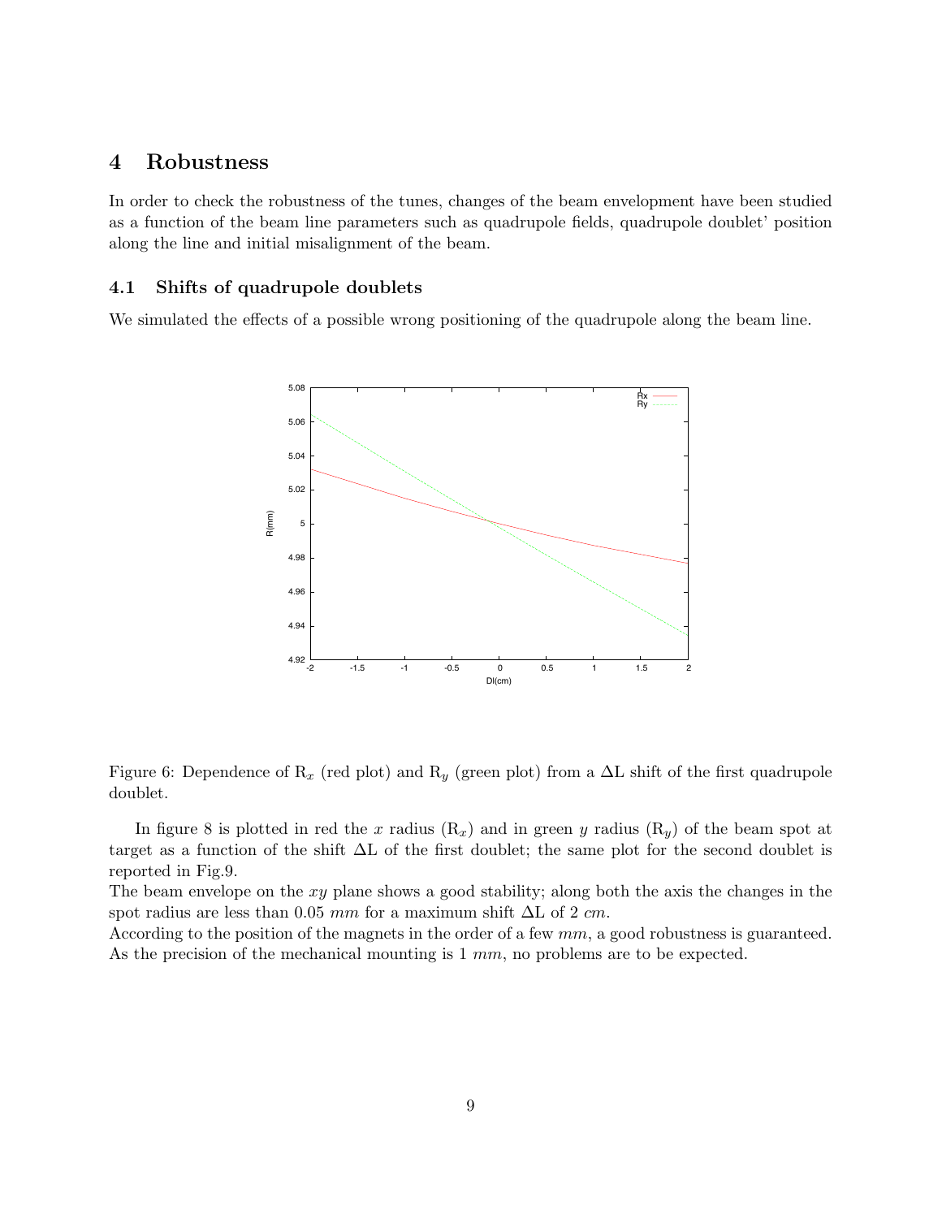## 4 Robustness

In order to check the robustness of the tunes, changes of the beam envelopment have been studied as a function of the beam line parameters such as quadrupole fields, quadrupole doublet' position along the line and initial misalignment of the beam.

### 4.1 Shifts of quadrupole doublets

We simulated the effects of a possible wrong positioning of the quadrupole along the beam line.

Figure 6: Dependence of $R_x$ (red plot) and $R_y$ (green plot) from a $\Delta$L shift of the first quadrupole doublet.

In figure 8 is plotted in red the $x$ radius ($R_x$) and in green $y$ radius ($R_y$) of the beam spot at target as a function of the shift $\Delta$L of the first doublet; the same plot for the second doublet is reported in Fig.9.

The beam envelope on the $xy$ plane shows a good stability; along both the axis the changes in the spot radius are less than 0.05 $mm$ for a maximum shift $\Delta$L of 2 $cm$.

According to the position of the magnets in the order of a few $mm$, a good robustness is guaranteed. As the precision of the mechanical mounting is 1 $mm$, no problems are to be expected.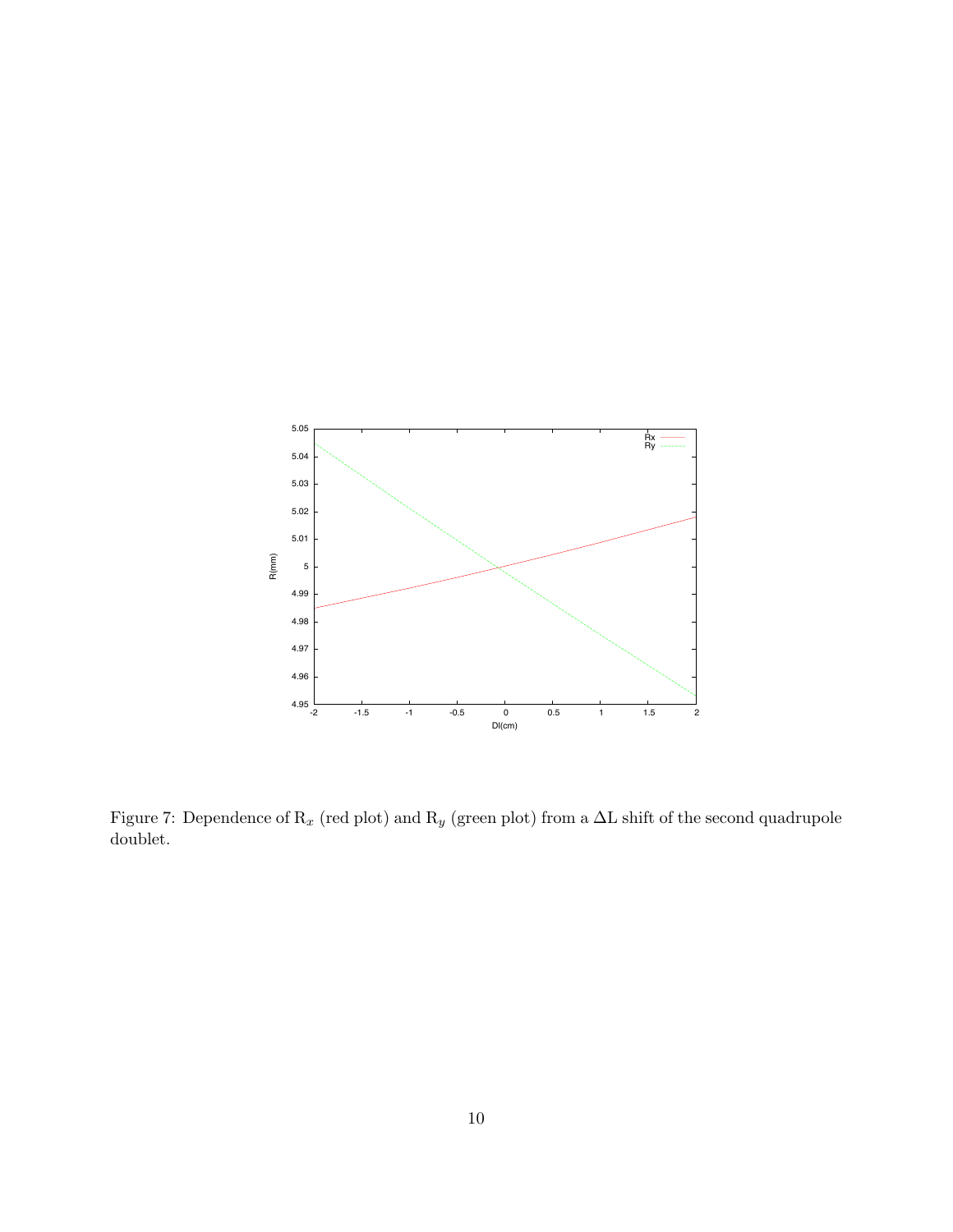Figure 7: Dependence of $R_x$ (red plot) and $R_y$ (green plot) from a $\Delta$L shift of the second quadrupole doublet.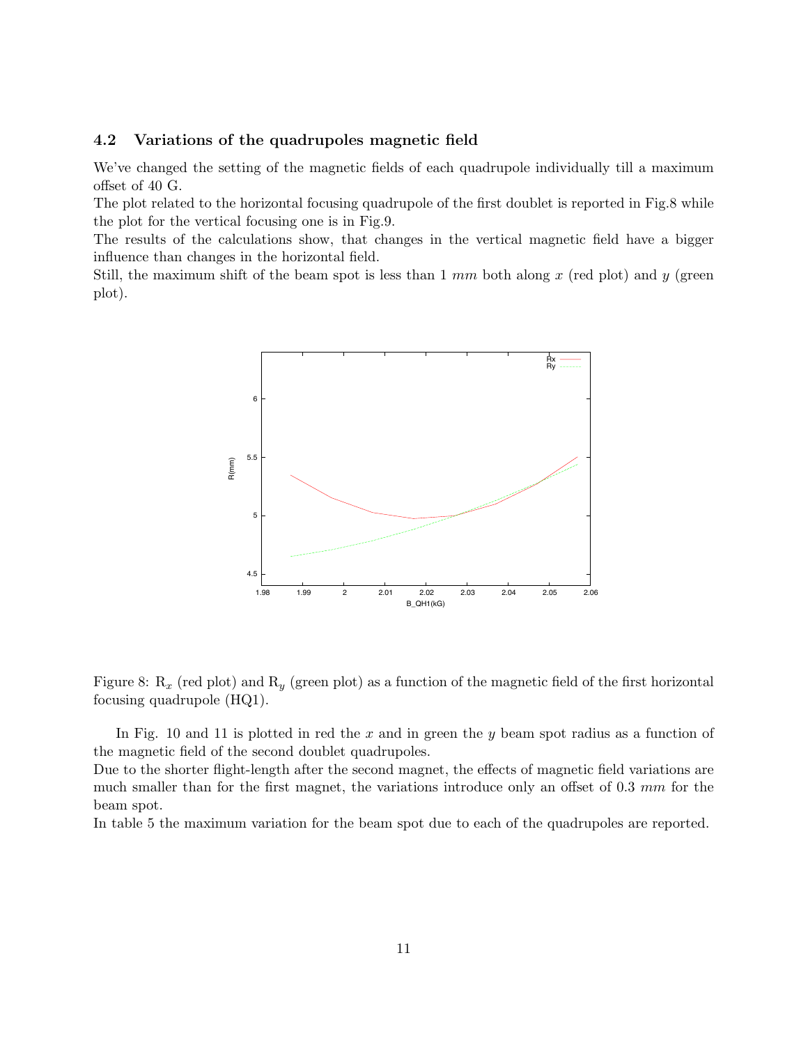### 4.2 Variations of the quadrupoles magnetic field

We've changed the setting of the magnetic fields of each quadrupole individually till a maximum offset of 40 G.
The plot related to the horizontal focusing quadrupole of the first doublet is reported in Fig.8 while the plot for the vertical focusing one is in Fig.9.
The results of the calculations show, that changes in the vertical magnetic field have a bigger influence than changes in the horizontal field.
Still, the maximum shift of the beam spot is less than 1 $mm$ both along $x$ (red plot) and $y$ (green plot).

Figure 8: $R_x$ (red plot) and $R_y$ (green plot) as a function of the magnetic field of the first horizontal focusing quadrupole (HQ1).

In Fig. 10 and 11 is plotted in red the $x$ and in green the $y$ beam spot radius as a function of the magnetic field of the second doublet quadrupoles.
Due to the shorter flight-length after the second magnet, the effects of magnetic field variations are much smaller than for the first magnet, the variations introduce only an offset of 0.3 $mm$ for the beam spot.
In table 5 the maximum variation for the beam spot due to each of the quadrupoles are reported.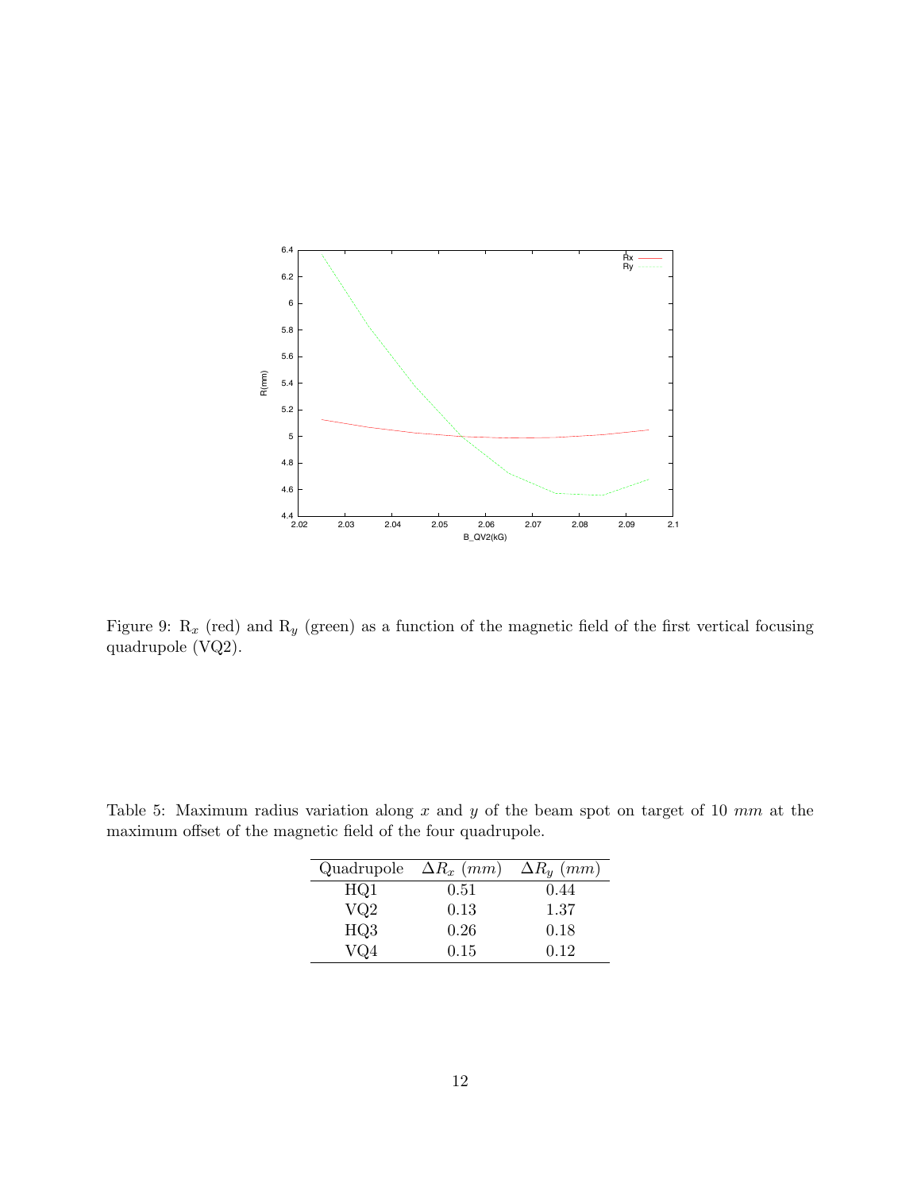Figure 9: $R_x$ (red) and $R_y$ (green) as a function of the magnetic field of the first vertical focusing quadrupole (VQ2).

Table 5: Maximum radius variation along $x$ and $y$ of the beam spot on target of 10 $mm$ at the maximum offset of the magnetic field of the four quadrupole.

| Quadrupole | $\Delta R_x$ $(mm)$ | $\Delta R_y$ $(mm)$ |
|---|---|---|
| HQ1 | 0.51 | 0.44 |
| VQ2 | 0.13 | 1.37 |
| HQ3 | 0.26 | 0.18 |
| VQ4 | 0.15 | 0.12 |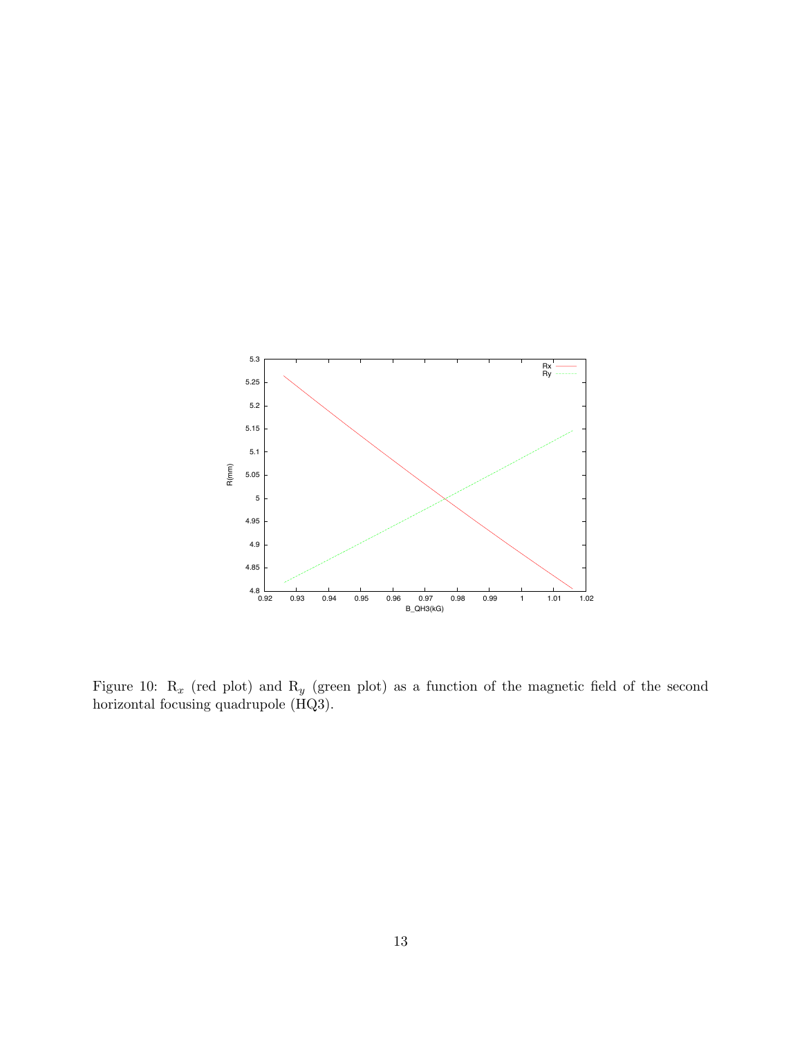Figure 10: $R_x$ (red plot) and $R_y$ (green plot) as a function of the magnetic field of the second horizontal focusing quadrupole (HQ3).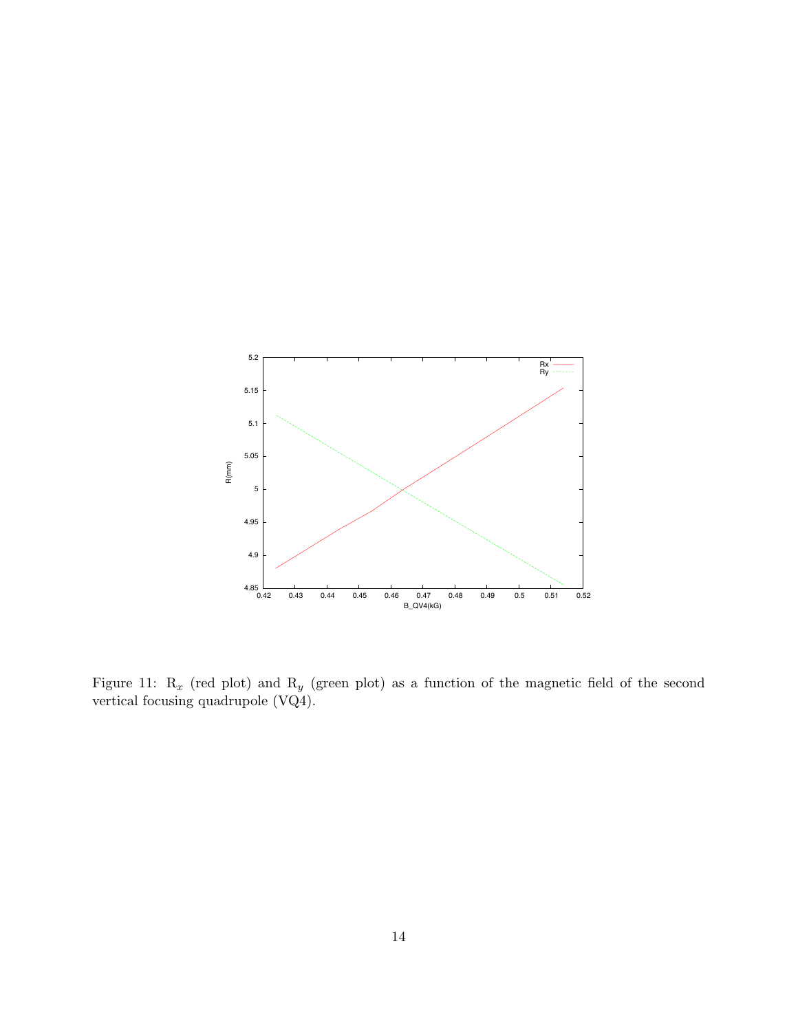Figure 11: $R_x$ (red plot) and $R_y$ (green plot) as a function of the magnetic field of the second vertical focusing quadrupole (VQ4).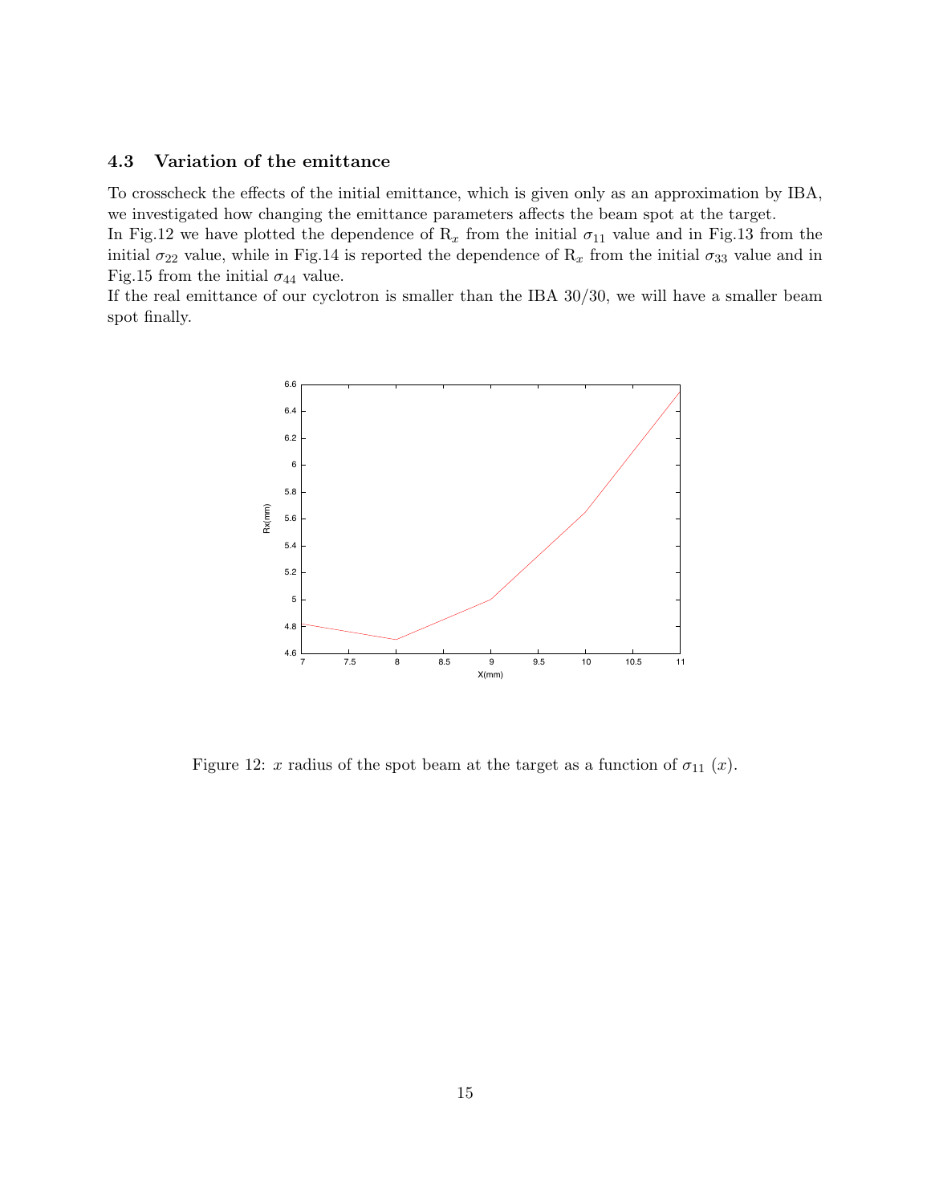### 4.3 Variation of the emittance

To crosscheck the effects of the initial emittance, which is given only as an approximation by IBA, we investigated how changing the emittance parameters affects the beam spot at the target.
In Fig.12 we have plotted the dependence of $R_x$ from the initial $\sigma_{11}$ value and in Fig.13 from the initial $\sigma_{22}$ value, while in Fig.14 is reported the dependence of $R_x$ from the initial $\sigma_{33}$ value and in Fig.15 from the initial $\sigma_{44}$ value.
If the real emittance of our cyclotron is smaller than the IBA 30/30, we will have a smaller beam spot finally.

Figure 12: $x$ radius of the spot beam at the target as a function of $\sigma_{11}$ $(x)$.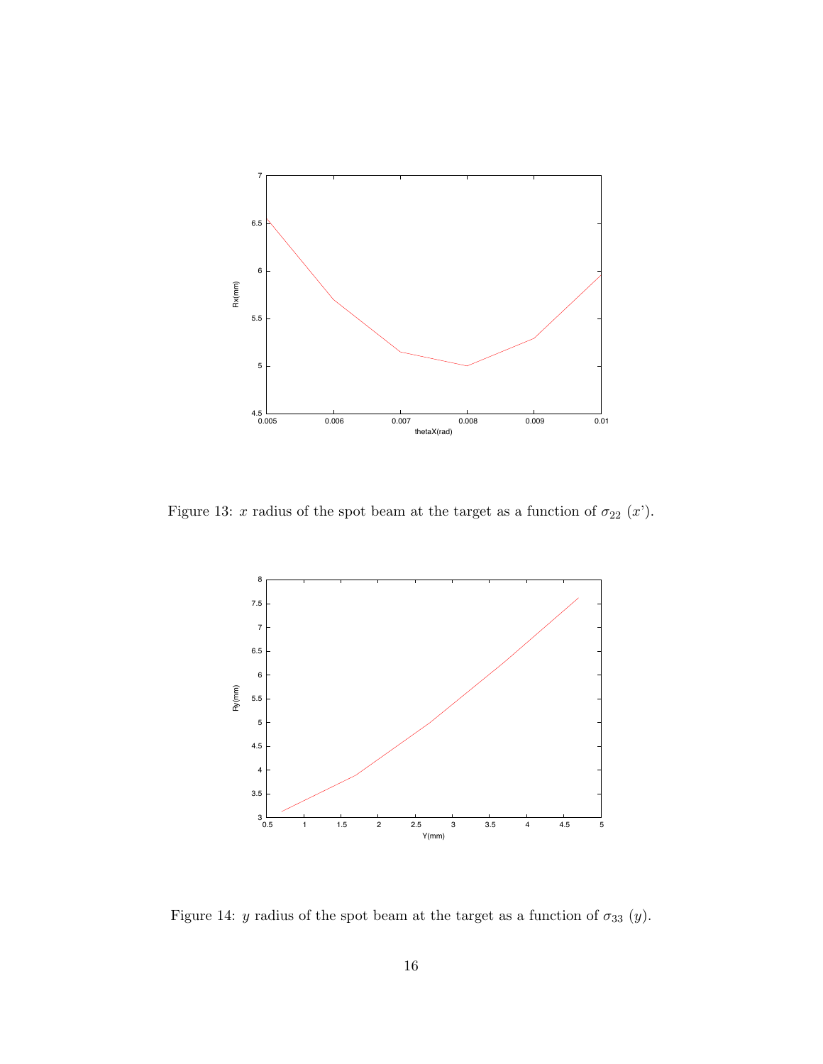Figure 13: $x$ radius of the spot beam at the target as a function of $\sigma_{22}$ ($x$').

Figure 14: $y$ radius of the spot beam at the target as a function of $\sigma_{33}$ ($y$).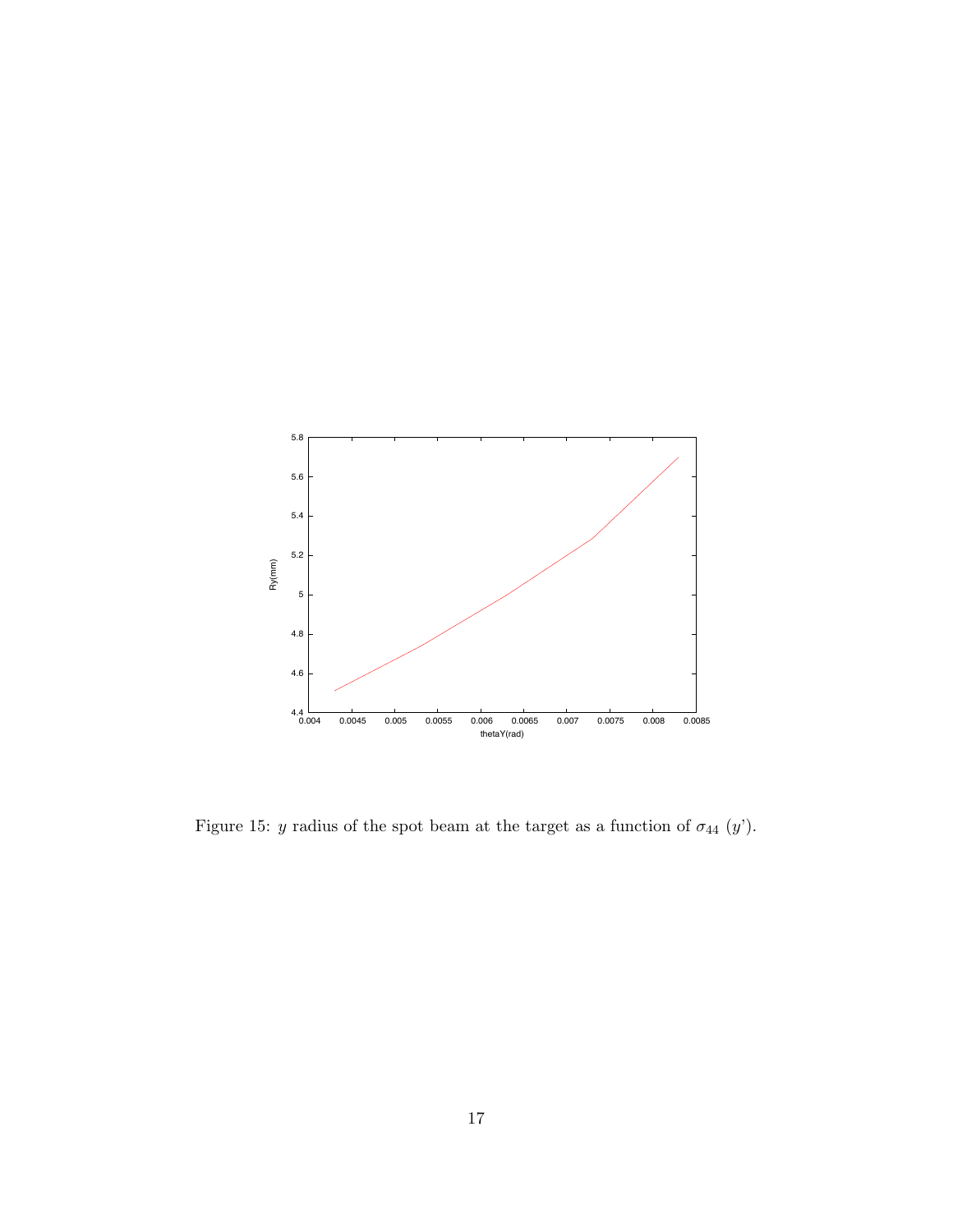Figure 15: $y$ radius of the spot beam at the target as a function of $\sigma_{44}$ ($y$').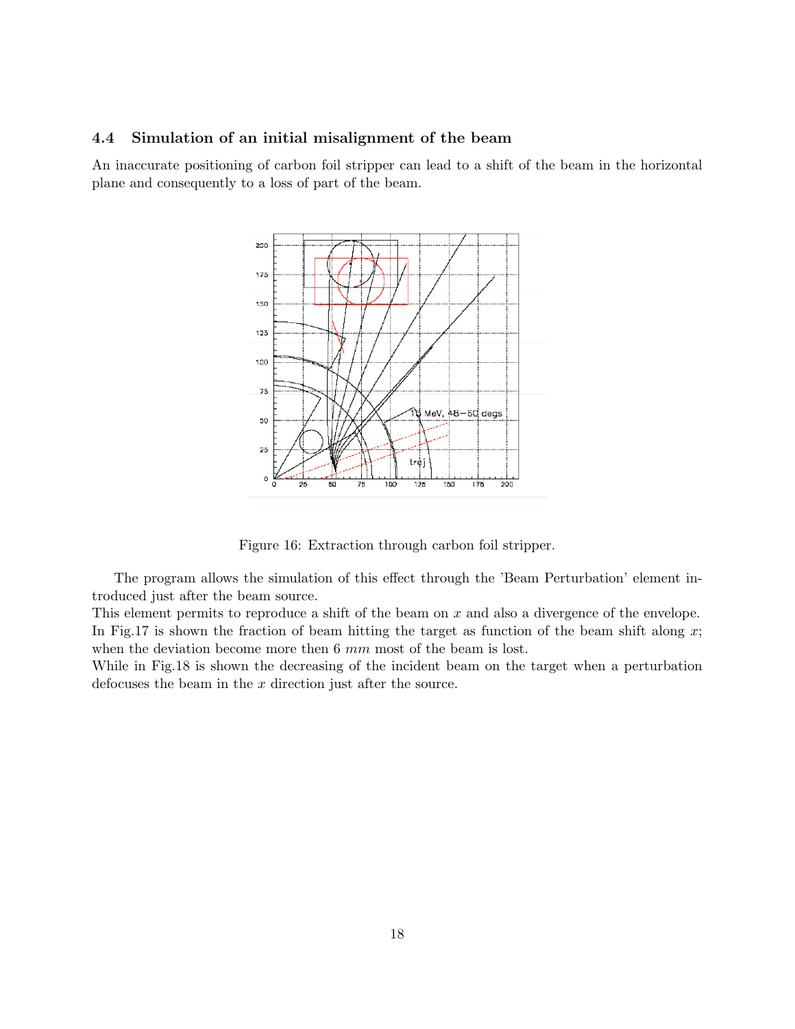### 4.4 Simulation of an initial misalignment of the beam

An inaccurate positioning of carbon foil stripper can lead to a shift of the beam in the horizontal plane and consequently to a loss of part of the beam.

Figure 16: Extraction through carbon foil stripper.

The program allows the simulation of this effect through the 'Beam Perturbation' element introduced just after the beam source.
This element permits to reproduce a shift of the beam on $x$ and also a divergence of the envelope. In Fig.17 is shown the fraction of beam hitting the target as function of the beam shift along $x$; when the deviation become more then 6 $mm$ most of the beam is lost.
While in Fig.18 is shown the decreasing of the incident beam on the target when a perturbation defocuses the beam in the $x$ direction just after the source.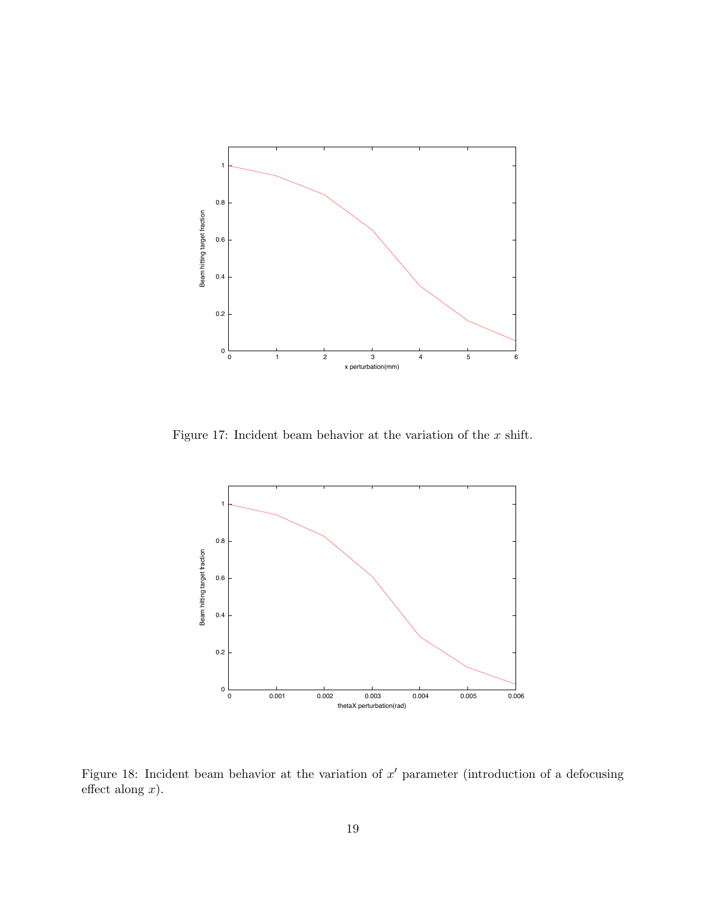Figure 17: Incident beam behavior at the variation of the $x$ shift.

Figure 18: Incident beam behavior at the variation of $x'$ parameter (introduction of a defocusing effect along $x$).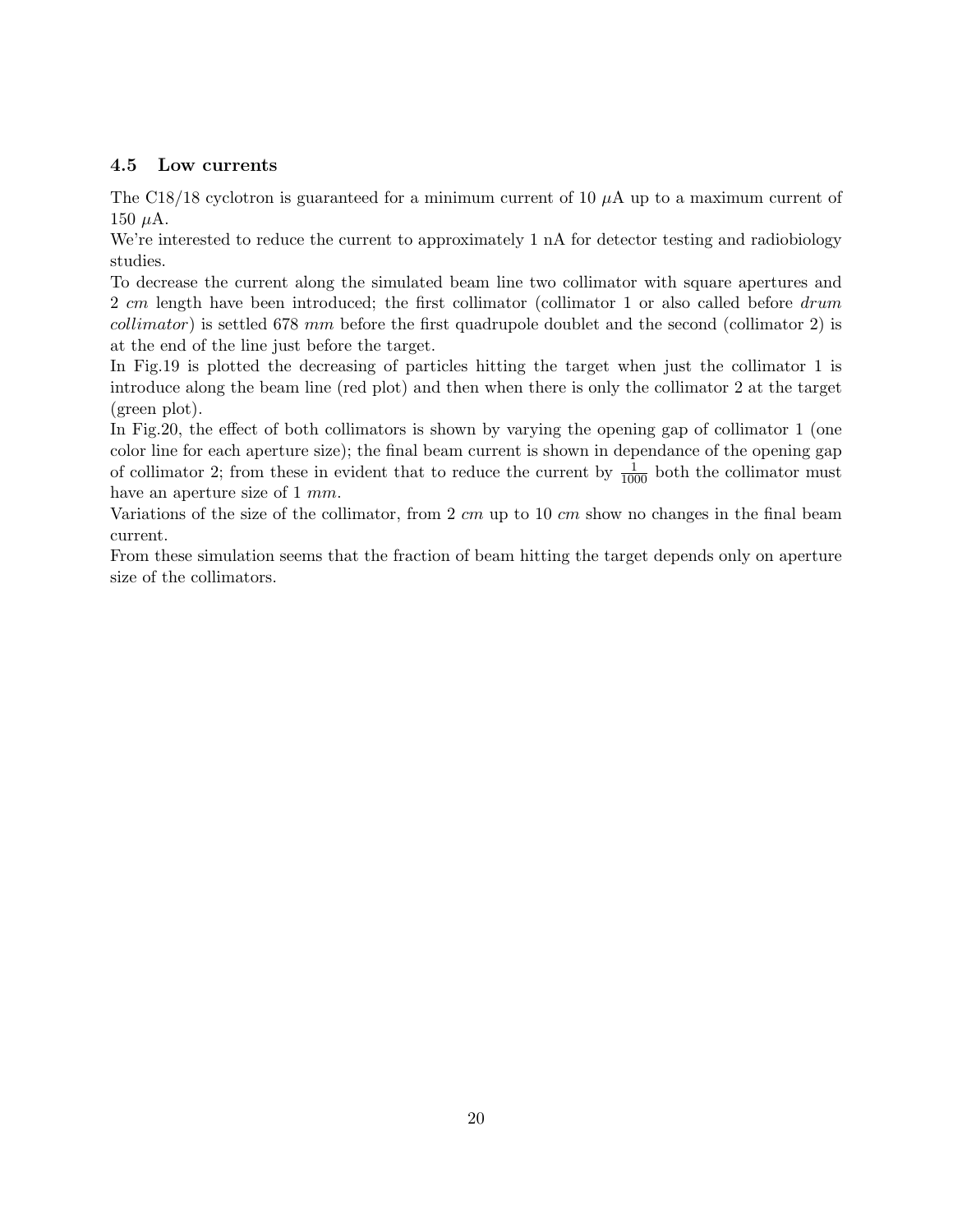### 4.5 Low currents

The C18/18 cyclotron is guaranteed for a minimum current of 10 $\mu$A up to a maximum current of 150 $\mu$A.

We're interested to reduce the current to approximately 1 nA for detector testing and radiobiology studies.

To decrease the current along the simulated beam line two collimator with square apertures and 2 *cm* length have been introduced; the first collimator (collimator 1 or also called before *drum collimator*) is settled 678 *mm* before the first quadrupole doublet and the second (collimator 2) is at the end of the line just before the target.

In Fig.19 is plotted the decreasing of particles hitting the target when just the collimator 1 is introduce along the beam line (red plot) and then when there is only the collimator 2 at the target (green plot).

In Fig.20, the effect of both collimators is shown by varying the opening gap of collimator 1 (one color line for each aperture size); the final beam current is shown in dependance of the opening gap of collimator 2; from these in evident that to reduce the current by $\frac{1}{1000}$ both the collimator must have an aperture size of 1 *mm*.

Variations of the size of the collimator, from 2 *cm* up to 10 *cm* show no changes in the final beam current.

From these simulation seems that the fraction of beam hitting the target depends only on aperture size of the collimators.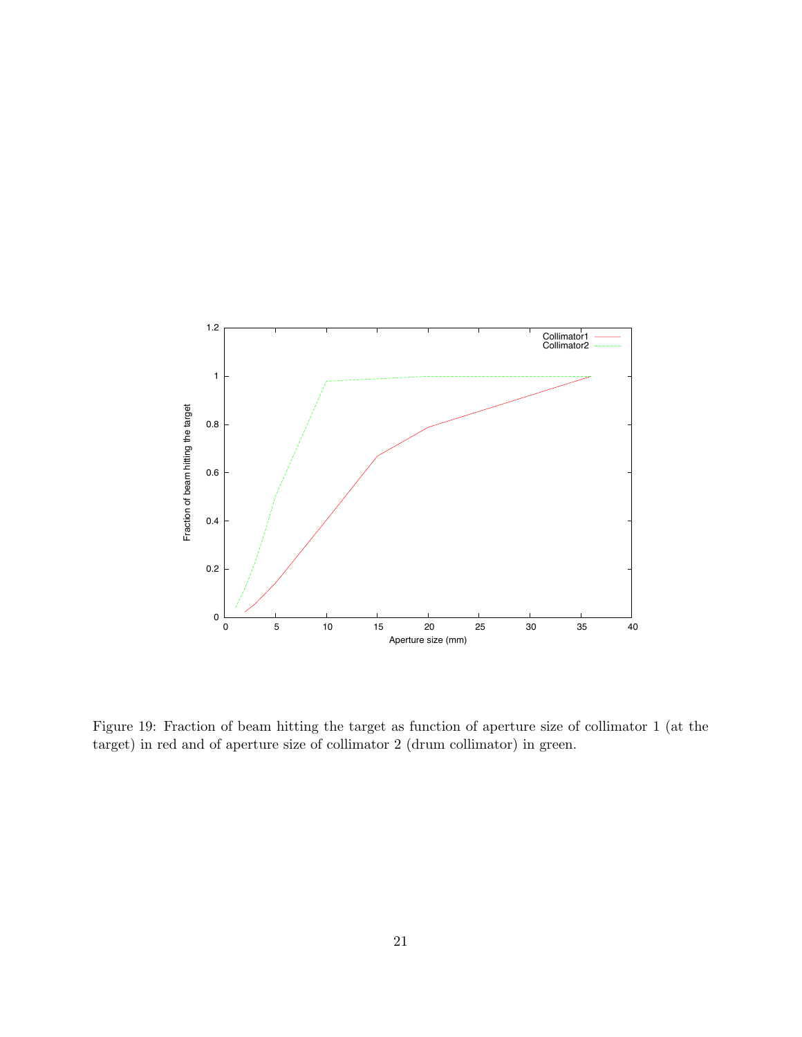Figure 19: Fraction of beam hitting the target as function of aperture size of collimator 1 (at the target) in red and of aperture size of collimator 2 (drum collimator) in green.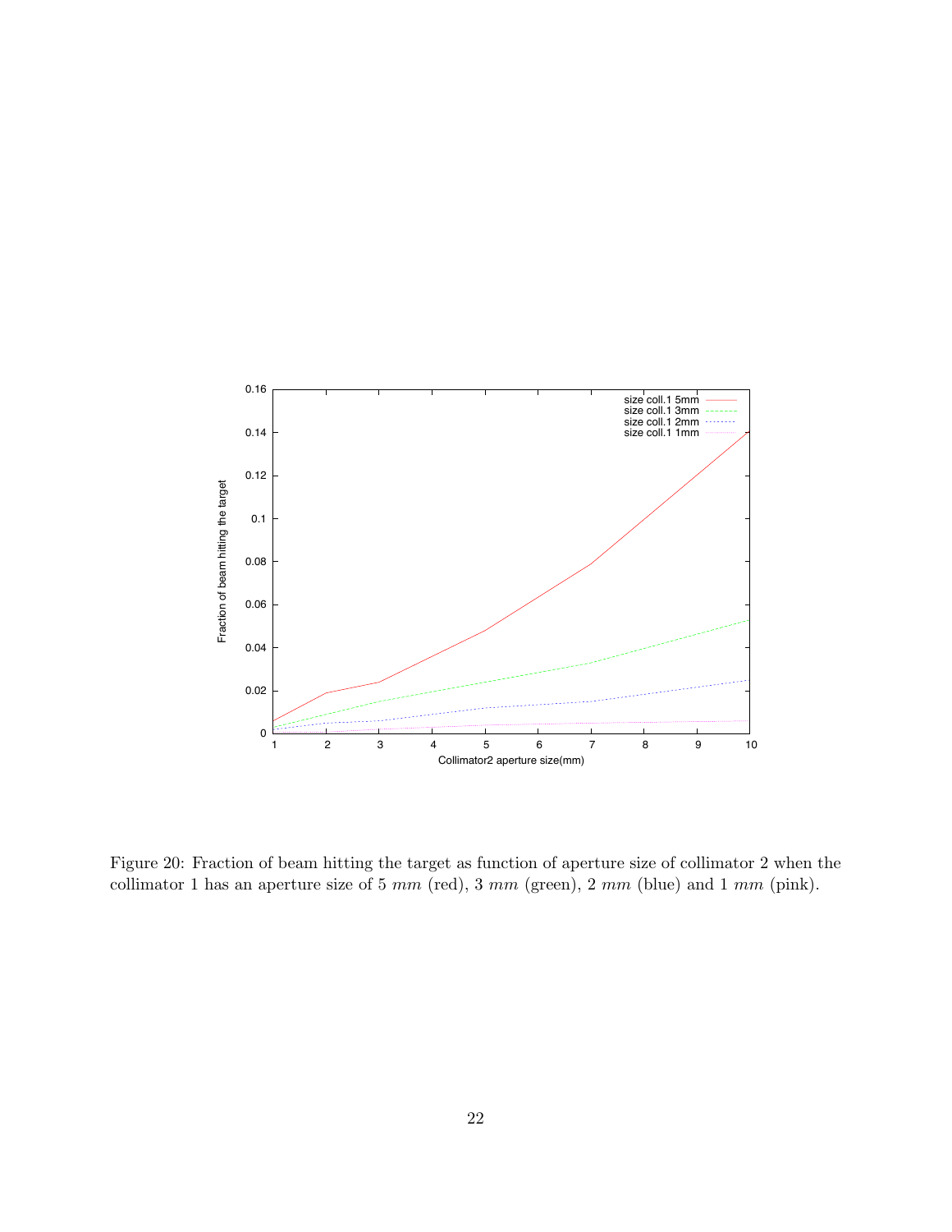Figure 20: Fraction of beam hitting the target as function of aperture size of collimator 2 when the collimator 1 has an aperture size of 5 *mm* (red), 3 *mm* (green), 2 *mm* (blue) and 1 *mm* (pink).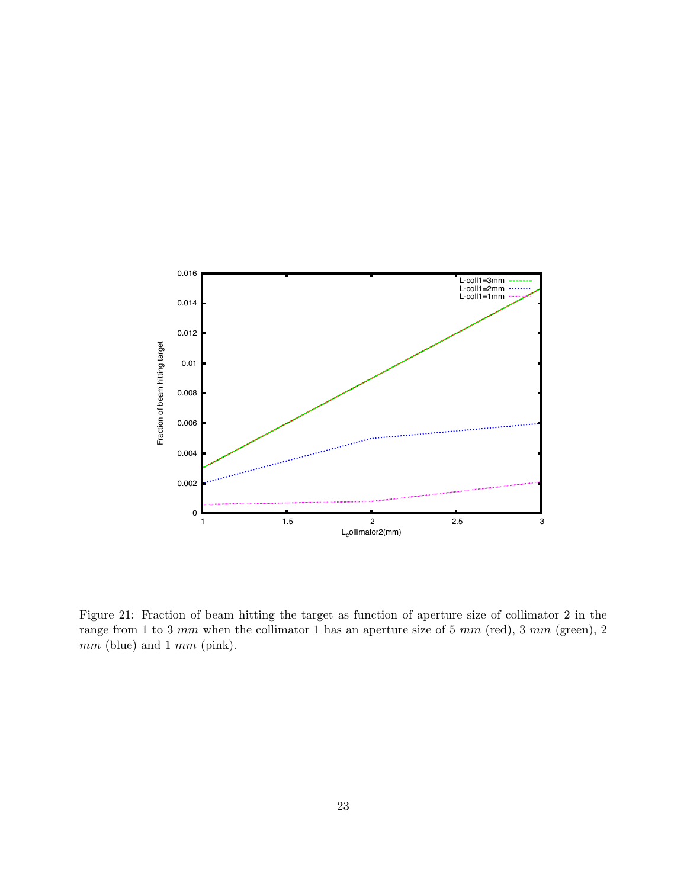0.016
0.014
0.012
0.01
0.008
0.006
0.004
0.002
0

1
1.5
2
2.5
3

Fraction of beam hitting target

L_collimator2(mm)

L-coll1=3mm
L-coll1=2mm
L-coll1=1mm

Figure 21: Fraction of beam hitting the target as function of aperture size of collimator 2 in the range from 1 to 3 *mm* when the collimator 1 has an aperture size of 5 *mm* (red), 3 *mm* (green), 2 *mm* (blue) and 1 *mm* (pink).